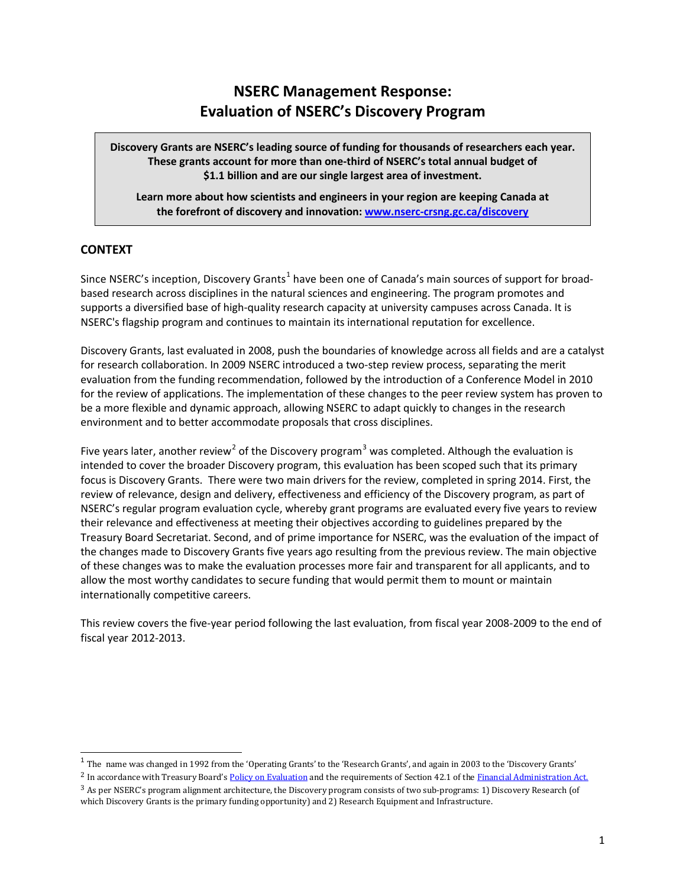# NSERC Management Response: Evaluation of NSERC's Discovery Program

> **Discovery Grants are NSERC's leading source of funding for thousands of researchers each year. These grants account for more than one-third of NSERC's total annual budget of $1.1 billion and are our single largest area of investment.**
>
> **Learn more about how scientists and engineers in your region are keeping Canada at the forefront of discovery and innovation: [www.nserc-crsng.gc.ca/discovery](www.nserc-crsng.gc.ca/discovery)**

## CONTEXT

Since NSERC's inception, Discovery Grants[1] have been one of Canada's main sources of support for broad-based research across disciplines in the natural sciences and engineering. The program promotes and supports a diversified base of high-quality research capacity at university campuses across Canada. It is NSERC's flagship program and continues to maintain its international reputation for excellence.

Discovery Grants, last evaluated in 2008, push the boundaries of knowledge across all fields and are a catalyst for research collaboration. In 2009 NSERC introduced a two-step review process, separating the merit evaluation from the funding recommendation, followed by the introduction of a Conference Model in 2010 for the review of applications. The implementation of these changes to the peer review system has proven to be a more flexible and dynamic approach, allowing NSERC to adapt quickly to changes in the research environment and to better accommodate proposals that cross disciplines.

Five years later, another review[2] of the Discovery program[3] was completed. Although the evaluation is intended to cover the broader Discovery program, this evaluation has been scoped such that its primary focus is Discovery Grants. There were two main drivers for the review, completed in spring 2014. First, the review of relevance, design and delivery, effectiveness and efficiency of the Discovery program, as part of NSERC's regular program evaluation cycle, whereby grant programs are evaluated every five years to review their relevance and effectiveness at meeting their objectives according to guidelines prepared by the Treasury Board Secretariat. Second, and of prime importance for NSERC, was the evaluation of the impact of the changes made to Discovery Grants five years ago resulting from the previous review. The main objective of these changes was to make the evaluation processes more fair and transparent for all applicants, and to allow the most worthy candidates to secure funding that would permit them to mount or maintain internationally competitive careers.

This review covers the five-year period following the last evaluation, from fiscal year 2008-2009 to the end of fiscal year 2012-2013.

---

[1] The name was changed in 1992 from the 'Operating Grants' to the 'Research Grants', and again in 2003 to the 'Discovery Grants'

[2] In accordance with Treasury Board's Policy on Evaluation and the requirements of Section 42.1 of the Financial Administration Act.

[3] As per NSERC's program alignment architecture, the Discovery program consists of two sub-programs: 1) Discovery Research (of which Discovery Grants is the primary funding opportunity) and 2) Research Equipment and Infrastructure.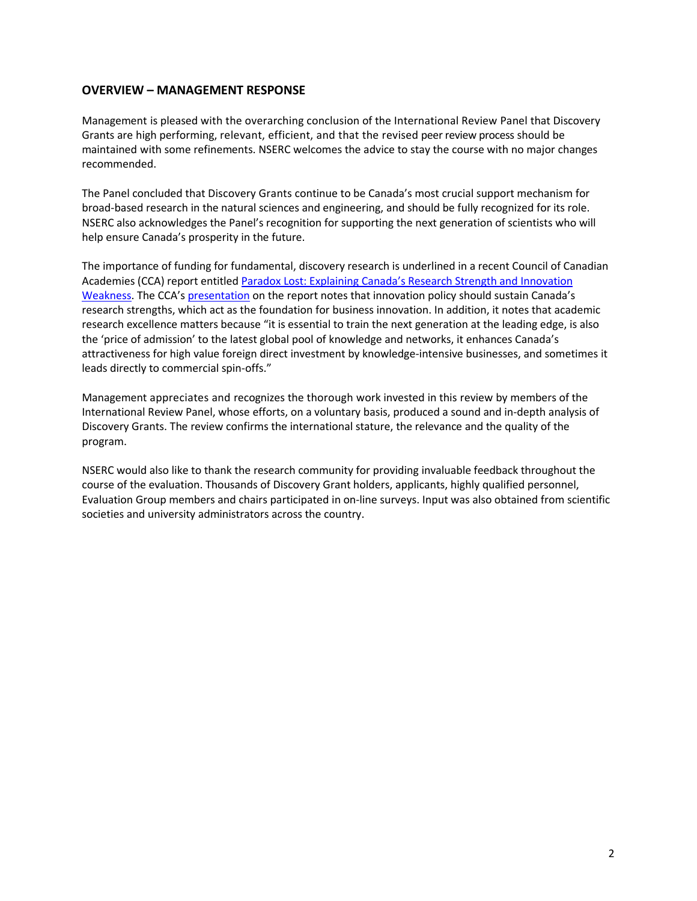## OVERVIEW – MANAGEMENT RESPONSE

Management is pleased with the overarching conclusion of the International Review Panel that Discovery Grants are high performing, relevant, efficient, and that the revised peer review process should be maintained with some refinements. NSERC welcomes the advice to stay the course with no major changes recommended.

The Panel concluded that Discovery Grants continue to be Canada's most crucial support mechanism for broad-based research in the natural sciences and engineering, and should be fully recognized for its role. NSERC also acknowledges the Panel's recognition for supporting the next generation of scientists who will help ensure Canada's prosperity in the future.

The importance of funding for fundamental, discovery research is underlined in a recent Council of Canadian Academies (CCA) report entitled Paradox Lost: Explaining Canada's Research Strength and Innovation Weakness. The CCA's presentation on the report notes that innovation policy should sustain Canada's research strengths, which act as the foundation for business innovation. In addition, it notes that academic research excellence matters because "it is essential to train the next generation at the leading edge, is also the 'price of admission' to the latest global pool of knowledge and networks, it enhances Canada's attractiveness for high value foreign direct investment by knowledge-intensive businesses, and sometimes it leads directly to commercial spin-offs."

Management appreciates and recognizes the thorough work invested in this review by members of the International Review Panel, whose efforts, on a voluntary basis, produced a sound and in-depth analysis of Discovery Grants. The review confirms the international stature, the relevance and the quality of the program.

NSERC would also like to thank the research community for providing invaluable feedback throughout the course of the evaluation. Thousands of Discovery Grant holders, applicants, highly qualified personnel, Evaluation Group members and chairs participated in on-line surveys. Input was also obtained from scientific societies and university administrators across the country.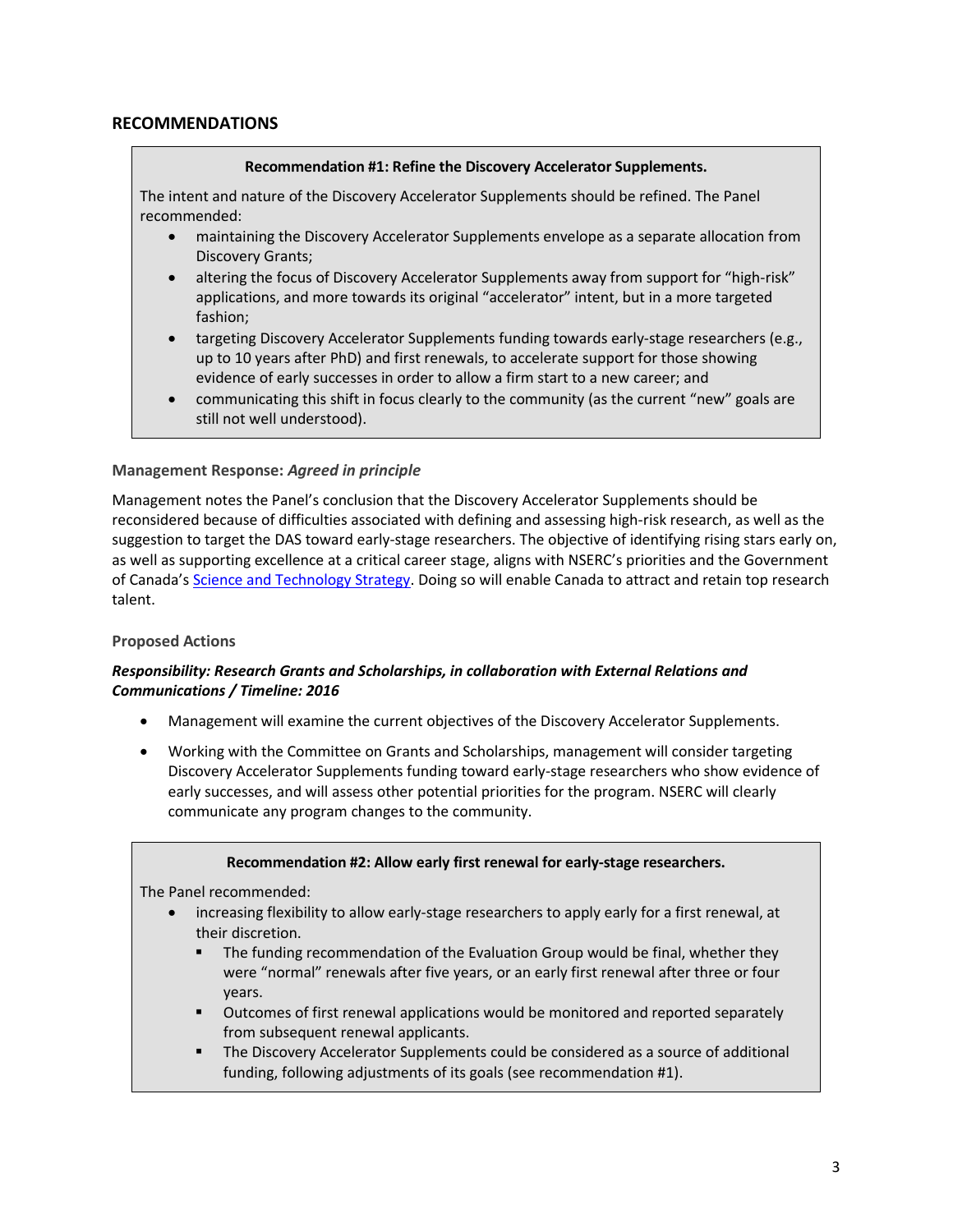## RECOMMENDATIONS

**Recommendation #1: Refine the Discovery Accelerator Supplements.**

The intent and nature of the Discovery Accelerator Supplements should be refined. The Panel recommended:

- maintaining the Discovery Accelerator Supplements envelope as a separate allocation from Discovery Grants;
- altering the focus of Discovery Accelerator Supplements away from support for "high-risk" applications, and more towards its original "accelerator" intent, but in a more targeted fashion;
- targeting Discovery Accelerator Supplements funding towards early-stage researchers (e.g., up to 10 years after PhD) and first renewals, to accelerate support for those showing evidence of early successes in order to allow a firm start to a new career; and
- communicating this shift in focus clearly to the community (as the current "new" goals are still not well understood).

### Management Response: *Agreed in principle*

Management notes the Panel's conclusion that the Discovery Accelerator Supplements should be reconsidered because of difficulties associated with defining and assessing high-risk research, as well as the suggestion to target the DAS toward early-stage researchers. The objective of identifying rising stars early on, as well as supporting excellence at a critical career stage, aligns with NSERC's priorities and the Government of Canada's [Science and Technology Strategy](). Doing so will enable Canada to attract and retain top research talent.

### Proposed Actions

***Responsibility: Research Grants and Scholarships, in collaboration with External Relations and Communications / Timeline: 2016***

- Management will examine the current objectives of the Discovery Accelerator Supplements.
- Working with the Committee on Grants and Scholarships, management will consider targeting Discovery Accelerator Supplements funding toward early-stage researchers who show evidence of early successes, and will assess other potential priorities for the program. NSERC will clearly communicate any program changes to the community.

**Recommendation #2: Allow early first renewal for early-stage researchers.**

The Panel recommended:

- increasing flexibility to allow early-stage researchers to apply early for a first renewal, at their discretion.
  - The funding recommendation of the Evaluation Group would be final, whether they were "normal" renewals after five years, or an early first renewal after three or four years.
  - Outcomes of first renewal applications would be monitored and reported separately from subsequent renewal applicants.
  - The Discovery Accelerator Supplements could be considered as a source of additional funding, following adjustments of its goals (see recommendation #1).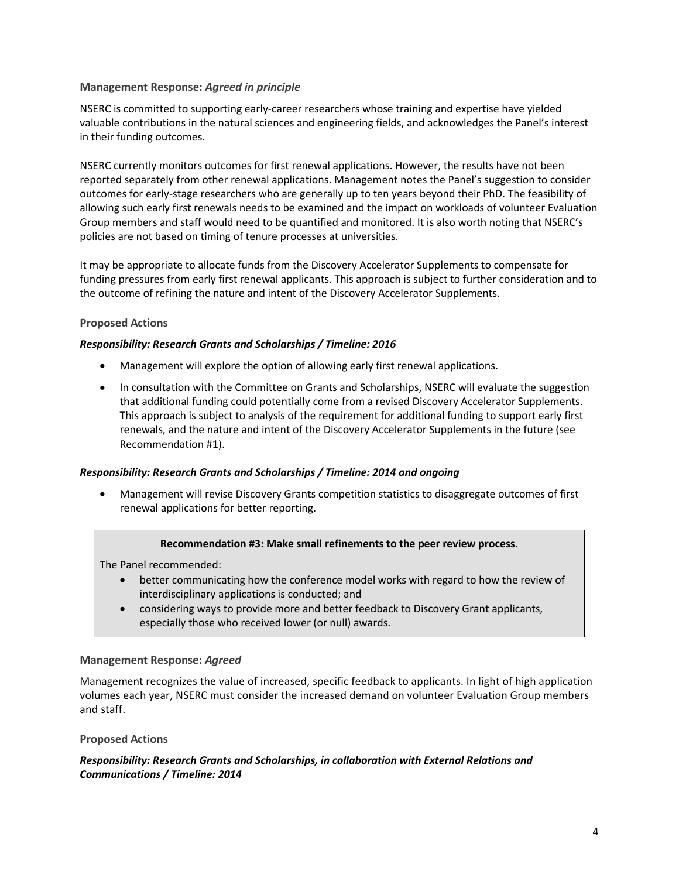**Management Response:** ***Agreed in principle***

NSERC is committed to supporting early-career researchers whose training and expertise have yielded valuable contributions in the natural sciences and engineering fields, and acknowledges the Panel's interest in their funding outcomes.

NSERC currently monitors outcomes for first renewal applications. However, the results have not been reported separately from other renewal applications. Management notes the Panel's suggestion to consider outcomes for early-stage researchers who are generally up to ten years beyond their PhD. The feasibility of allowing such early first renewals needs to be examined and the impact on workloads of volunteer Evaluation Group members and staff would need to be quantified and monitored. It is also worth noting that NSERC's policies are not based on timing of tenure processes at universities.

It may be appropriate to allocate funds from the Discovery Accelerator Supplements to compensate for funding pressures from early first renewal applicants. This approach is subject to further consideration and to the outcome of refining the nature and intent of the Discovery Accelerator Supplements.

**Proposed Actions**

***Responsibility: Research Grants and Scholarships / Timeline: 2016***

- Management will explore the option of allowing early first renewal applications.
- In consultation with the Committee on Grants and Scholarships, NSERC will evaluate the suggestion that additional funding could potentially come from a revised Discovery Accelerator Supplements. This approach is subject to analysis of the requirement for additional funding to support early first renewals, and the nature and intent of the Discovery Accelerator Supplements in the future (see Recommendation #1).

***Responsibility: Research Grants and Scholarships / Timeline: 2014 and ongoing***

- Management will revise Discovery Grants competition statistics to disaggregate outcomes of first renewal applications for better reporting.

**Recommendation #3: Make small refinements to the peer review process.**

The Panel recommended:

- better communicating how the conference model works with regard to how the review of interdisciplinary applications is conducted; and
- considering ways to provide more and better feedback to Discovery Grant applicants, especially those who received lower (or null) awards.

**Management Response:** ***Agreed***

Management recognizes the value of increased, specific feedback to applicants. In light of high application volumes each year, NSERC must consider the increased demand on volunteer Evaluation Group members and staff.

**Proposed Actions**

***Responsibility: Research Grants and Scholarships, in collaboration with External Relations and Communications / Timeline: 2014***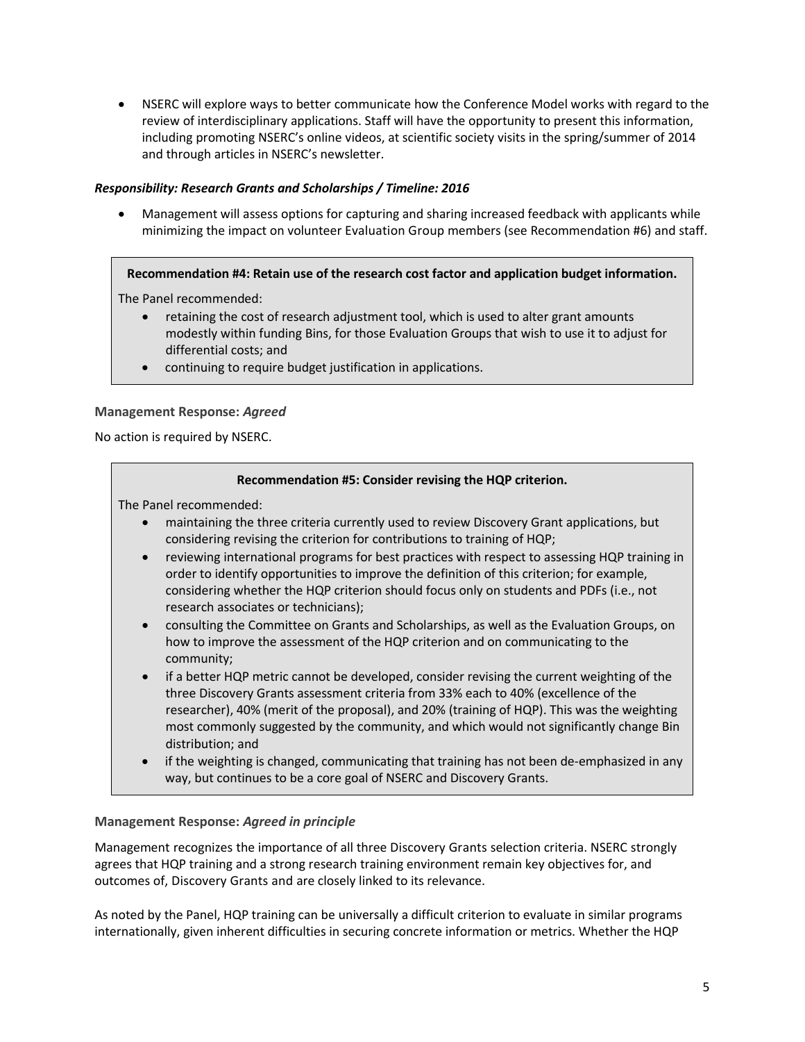- NSERC will explore ways to better communicate how the Conference Model works with regard to the review of interdisciplinary applications. Staff will have the opportunity to present this information, including promoting NSERC's online videos, at scientific society visits in the spring/summer of 2014 and through articles in NSERC's newsletter.

***Responsibility: Research Grants and Scholarships / Timeline: 2016***

- Management will assess options for capturing and sharing increased feedback with applicants while minimizing the impact on volunteer Evaluation Group members (see Recommendation #6) and staff.

**Recommendation #4: Retain use of the research cost factor and application budget information.**

The Panel recommended:

- retaining the cost of research adjustment tool, which is used to alter grant amounts modestly within funding Bins, for those Evaluation Groups that wish to use it to adjust for differential costs; and
- continuing to require budget justification in applications.

**Management Response:** ***Agreed***

No action is required by NSERC.

**Recommendation #5: Consider revising the HQP criterion.**

The Panel recommended:

- maintaining the three criteria currently used to review Discovery Grant applications, but considering revising the criterion for contributions to training of HQP;
- reviewing international programs for best practices with respect to assessing HQP training in order to identify opportunities to improve the definition of this criterion; for example, considering whether the HQP criterion should focus only on students and PDFs (i.e., not research associates or technicians);
- consulting the Committee on Grants and Scholarships, as well as the Evaluation Groups, on how to improve the assessment of the HQP criterion and on communicating to the community;
- if a better HQP metric cannot be developed, consider revising the current weighting of the three Discovery Grants assessment criteria from 33% each to 40% (excellence of the researcher), 40% (merit of the proposal), and 20% (training of HQP). This was the weighting most commonly suggested by the community, and which would not significantly change Bin distribution; and
- if the weighting is changed, communicating that training has not been de-emphasized in any way, but continues to be a core goal of NSERC and Discovery Grants.

**Management Response:** ***Agreed in principle***

Management recognizes the importance of all three Discovery Grants selection criteria. NSERC strongly agrees that HQP training and a strong research training environment remain key objectives for, and outcomes of, Discovery Grants and are closely linked to its relevance.

As noted by the Panel, HQP training can be universally a difficult criterion to evaluate in similar programs internationally, given inherent difficulties in securing concrete information or metrics. Whether the HQP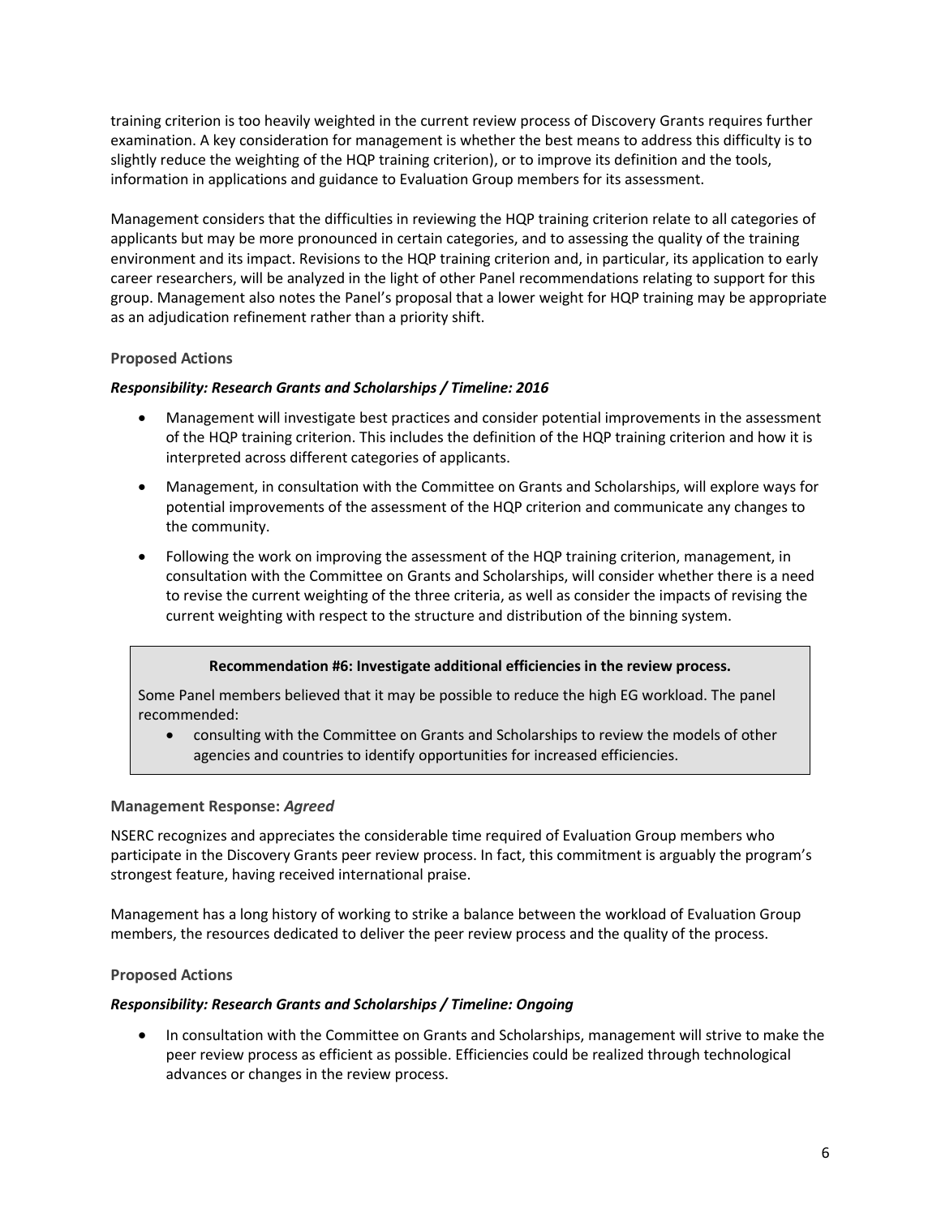training criterion is too heavily weighted in the current review process of Discovery Grants requires further examination. A key consideration for management is whether the best means to address this difficulty is to slightly reduce the weighting of the HQP training criterion), or to improve its definition and the tools, information in applications and guidance to Evaluation Group members for its assessment.

Management considers that the difficulties in reviewing the HQP training criterion relate to all categories of applicants but may be more pronounced in certain categories, and to assessing the quality of the training environment and its impact. Revisions to the HQP training criterion and, in particular, its application to early career researchers, will be analyzed in the light of other Panel recommendations relating to support for this group. Management also notes the Panel's proposal that a lower weight for HQP training may be appropriate as an adjudication refinement rather than a priority shift.

### Proposed Actions

***Responsibility: Research Grants and Scholarships / Timeline: 2016***

- Management will investigate best practices and consider potential improvements in the assessment of the HQP training criterion. This includes the definition of the HQP training criterion and how it is interpreted across different categories of applicants.
- Management, in consultation with the Committee on Grants and Scholarships, will explore ways for potential improvements of the assessment of the HQP criterion and communicate any changes to the community.
- Following the work on improving the assessment of the HQP training criterion, management, in consultation with the Committee on Grants and Scholarships, will consider whether there is a need to revise the current weighting of the three criteria, as well as consider the impacts of revising the current weighting with respect to the structure and distribution of the binning system.

**Recommendation #6: Investigate additional efficiencies in the review process.**

Some Panel members believed that it may be possible to reduce the high EG workload. The panel recommended:

- consulting with the Committee on Grants and Scholarships to review the models of other agencies and countries to identify opportunities for increased efficiencies.

### Management Response: *Agreed*

NSERC recognizes and appreciates the considerable time required of Evaluation Group members who participate in the Discovery Grants peer review process. In fact, this commitment is arguably the program's strongest feature, having received international praise.

Management has a long history of working to strike a balance between the workload of Evaluation Group members, the resources dedicated to deliver the peer review process and the quality of the process.

### Proposed Actions

***Responsibility: Research Grants and Scholarships / Timeline: Ongoing***

- In consultation with the Committee on Grants and Scholarships, management will strive to make the peer review process as efficient as possible. Efficiencies could be realized through technological advances or changes in the review process.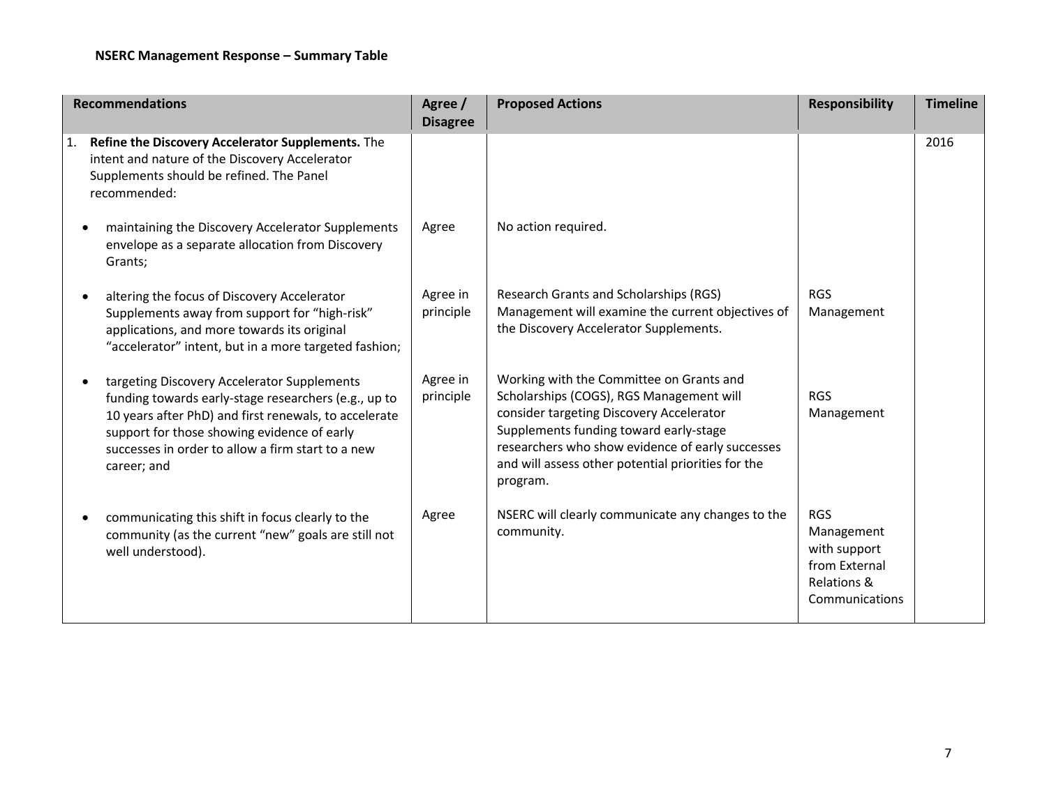**NSERC Management Response – Summary Table**

| Recommendations | Agree / Disagree | Proposed Actions | Responsibility | Timeline |
|---|---|---|---|---|
| 1. **Refine the Discovery Accelerator Supplements.** The intent and nature of the Discovery Accelerator Supplements should be refined. The Panel recommended: | | | | 2016 |
| • maintaining the Discovery Accelerator Supplements envelope as a separate allocation from Discovery Grants; | Agree | No action required. | | |
| • altering the focus of Discovery Accelerator Supplements away from support for "high-risk" applications, and more towards its original "accelerator" intent, but in a more targeted fashion; | Agree in principle | Research Grants and Scholarships (RGS) Management will examine the current objectives of the Discovery Accelerator Supplements. | RGS Management | |
| • targeting Discovery Accelerator Supplements funding towards early-stage researchers (e.g., up to 10 years after PhD) and first renewals, to accelerate support for those showing evidence of early successes in order to allow a firm start to a new career; and | Agree in principle | Working with the Committee on Grants and Scholarships (COGS), RGS Management will consider targeting Discovery Accelerator Supplements funding toward early-stage researchers who show evidence of early successes and will assess other potential priorities for the program. | RGS Management | |
| • communicating this shift in focus clearly to the community (as the current "new" goals are still not well understood). | Agree | NSERC will clearly communicate any changes to the community. | RGS Management with support from External Relations & Communications | |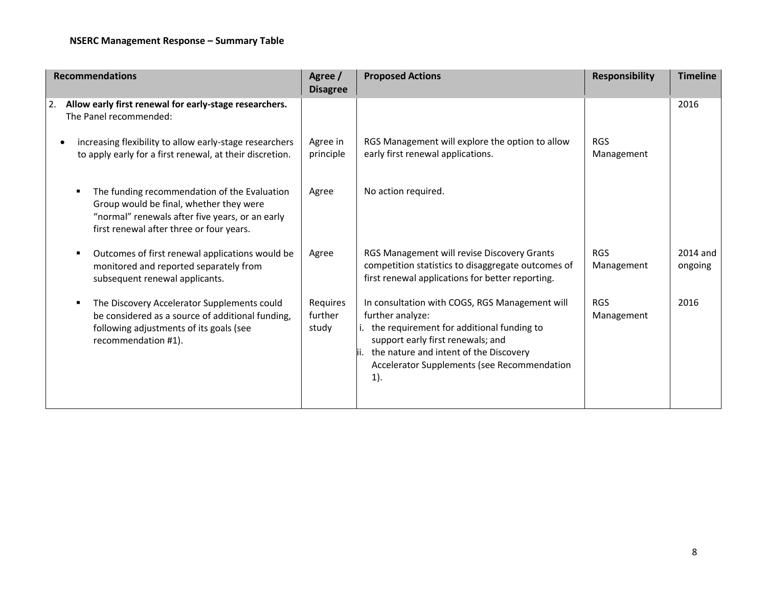**NSERC Management Response – Summary Table**

| Recommendations | Agree / Disagree | Proposed Actions | Responsibility | Timeline |
|---|---|---|---|---|
| 2. **Allow early first renewal for early-stage researchers.** The Panel recommended: | | | | 2016 |
| • increasing flexibility to allow early-stage researchers to apply early for a first renewal, at their discretion. | Agree in principle | RGS Management will explore the option to allow early first renewal applications. | RGS Management | |
| ▪ The funding recommendation of the Evaluation Group would be final, whether they were "normal" renewals after five years, or an early first renewal after three or four years. | Agree | No action required. | | |
| ▪ Outcomes of first renewal applications would be monitored and reported separately from subsequent renewal applicants. | Agree | RGS Management will revise Discovery Grants competition statistics to disaggregate outcomes of first renewal applications for better reporting. | RGS Management | 2014 and ongoing |
| ▪ The Discovery Accelerator Supplements could be considered as a source of additional funding, following adjustments of its goals (see recommendation #1). | Requires further study | In consultation with COGS, RGS Management will further analyze: i. the requirement for additional funding to support early first renewals; and ii. the nature and intent of the Discovery Accelerator Supplements (see Recommendation 1). | RGS Management | 2016 |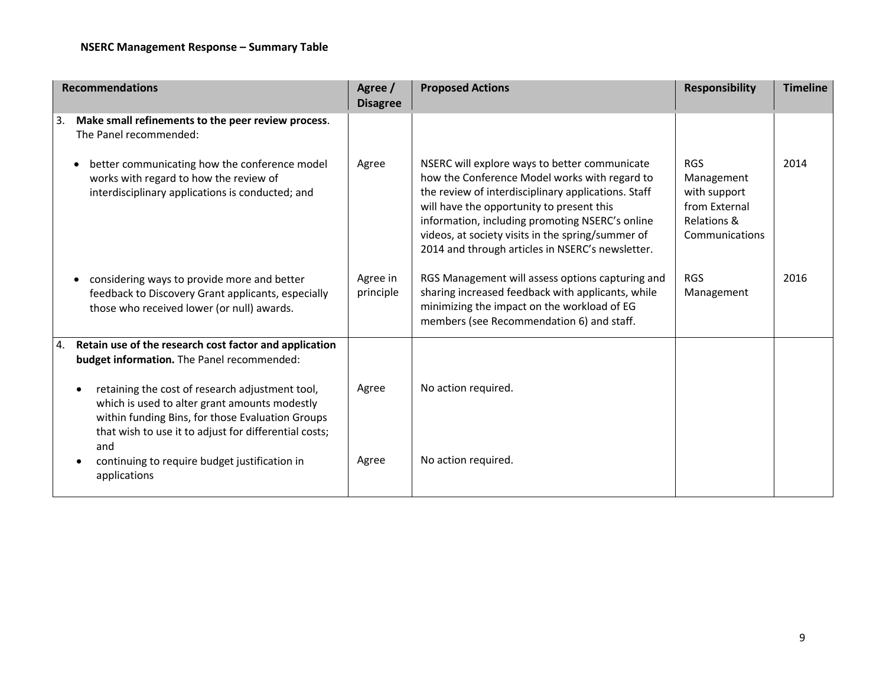**NSERC Management Response – Summary Table**

| Recommendations | Agree / Disagree | Proposed Actions | Responsibility | Timeline |
|---|---|---|---|---|
| 3. **Make small refinements to the peer review process**. The Panel recommended: | | | | |
| • better communicating how the conference model works with regard to how the review of interdisciplinary applications is conducted; and | Agree | NSERC will explore ways to better communicate how the Conference Model works with regard to the review of interdisciplinary applications. Staff will have the opportunity to present this information, including promoting NSERC's online videos, at society visits in the spring/summer of 2014 and through articles in NSERC's newsletter. | RGS Management with support from External Relations & Communications | 2014 |
| • considering ways to provide more and better feedback to Discovery Grant applicants, especially those who received lower (or null) awards. | Agree in principle | RGS Management will assess options capturing and sharing increased feedback with applicants, while minimizing the impact on the workload of EG members (see Recommendation 6) and staff. | RGS Management | 2016 |
| 4. **Retain use of the research cost factor and application budget information.** The Panel recommended: | | | | |
| • retaining the cost of research adjustment tool, which is used to alter grant amounts modestly within funding Bins, for those Evaluation Groups that wish to use it to adjust for differential costs; and | Agree | No action required. | | |
| • continuing to require budget justification in applications | Agree | No action required. | | |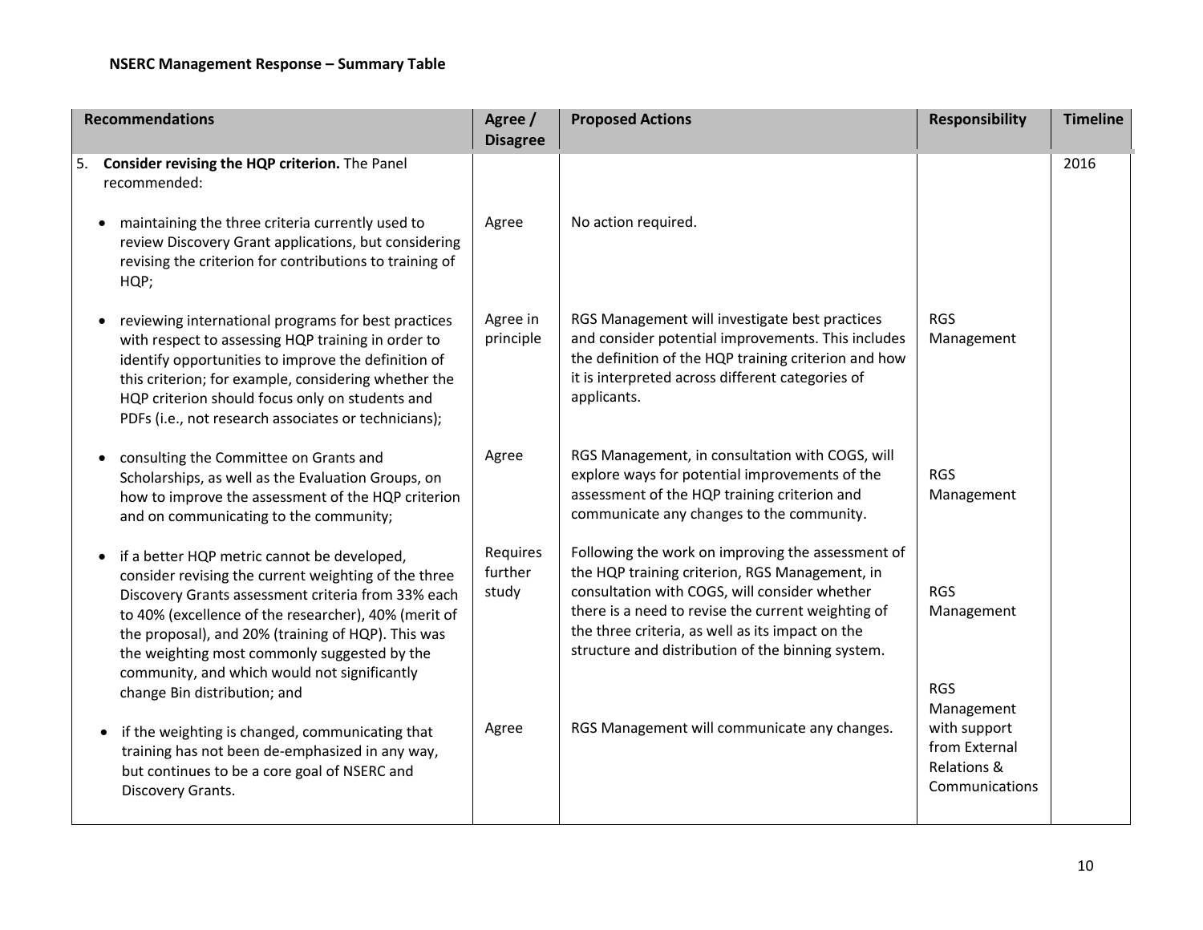**NSERC Management Response – Summary Table**

| Recommendations | Agree / Disagree | Proposed Actions | Responsibility | Timeline |
|---|---|---|---|---|
| 5. **Consider revising the HQP criterion.** The Panel recommended: | | | | 2016 |
| • maintaining the three criteria currently used to review Discovery Grant applications, but considering revising the criterion for contributions to training of HQP; | Agree | No action required. | | |
| • reviewing international programs for best practices with respect to assessing HQP training in order to identify opportunities to improve the definition of this criterion; for example, considering whether the HQP criterion should focus only on students and PDFs (i.e., not research associates or technicians); | Agree in principle | RGS Management will investigate best practices and consider potential improvements. This includes the definition of the HQP training criterion and how it is interpreted across different categories of applicants. | RGS Management | |
| • consulting the Committee on Grants and Scholarships, as well as the Evaluation Groups, on how to improve the assessment of the HQP criterion and on communicating to the community; | Agree | RGS Management, in consultation with COGS, will explore ways for potential improvements of the assessment of the HQP training criterion and communicate any changes to the community. | RGS Management | |
| • if a better HQP metric cannot be developed, consider revising the current weighting of the three Discovery Grants assessment criteria from 33% each to 40% (excellence of the researcher), 40% (merit of the proposal), and 20% (training of HQP). This was the weighting most commonly suggested by the community, and which would not significantly change Bin distribution; and | Requires further study | Following the work on improving the assessment of the HQP training criterion, RGS Management, in consultation with COGS, will consider whether there is a need to revise the current weighting of the three criteria, as well as its impact on the structure and distribution of the binning system. | RGS Management | |
| • if the weighting is changed, communicating that training has not been de-emphasized in any way, but continues to be a core goal of NSERC and Discovery Grants. | Agree | RGS Management will communicate any changes. | RGS Management with support from External Relations & Communications | |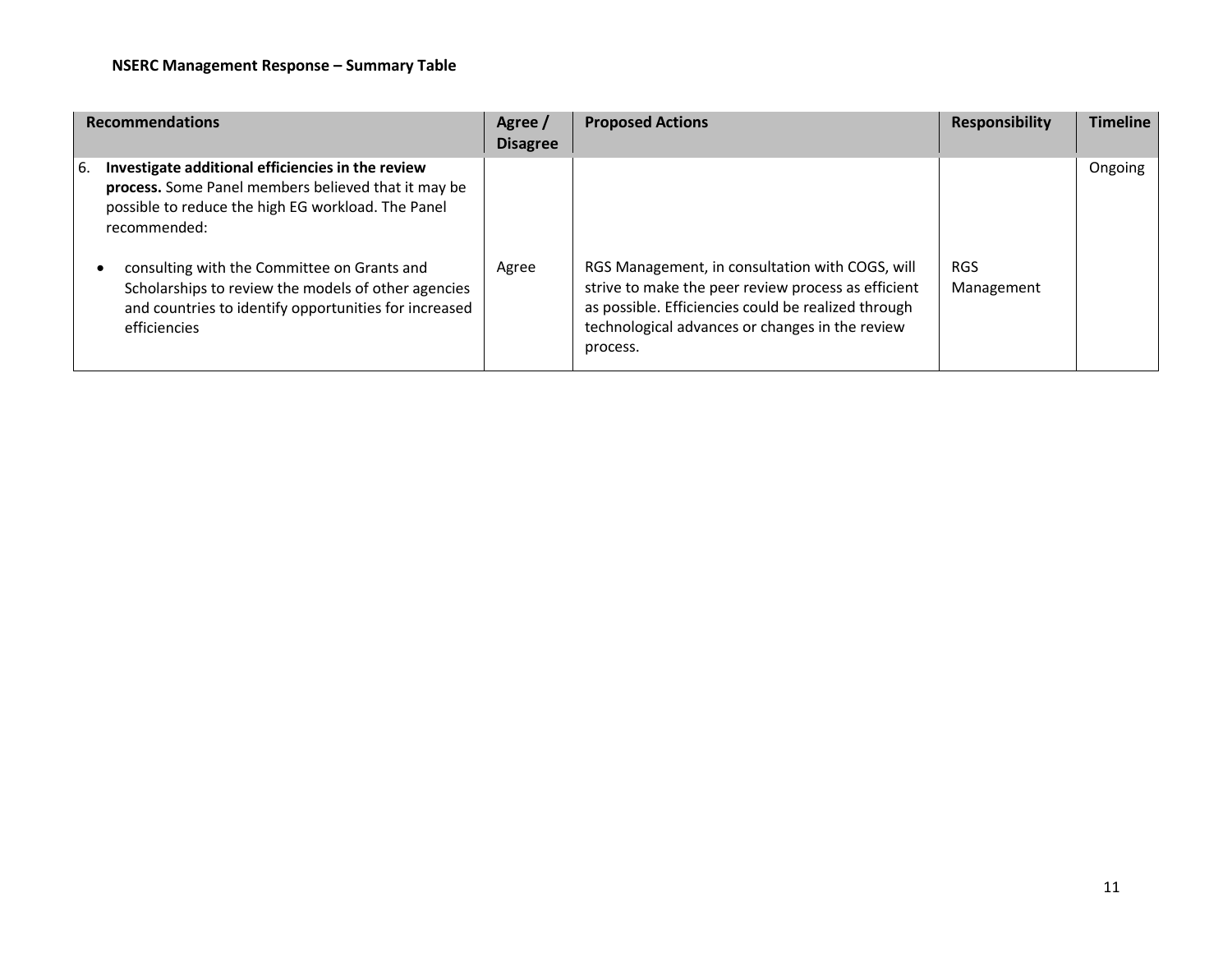**NSERC Management Response – Summary Table**

| Recommendations | Agree / Disagree | Proposed Actions | Responsibility | Timeline |
|---|---|---|---|---|
| 6. **Investigate additional efficiencies in the review process.** Some Panel members believed that it may be possible to reduce the high EG workload. The Panel recommended: | | | | Ongoing |
| • consulting with the Committee on Grants and Scholarships to review the models of other agencies and countries to identify opportunities for increased efficiencies | Agree | RGS Management, in consultation with COGS, will strive to make the peer review process as efficient as possible. Efficiencies could be realized through technological advances or changes in the review process. | RGS Management | |